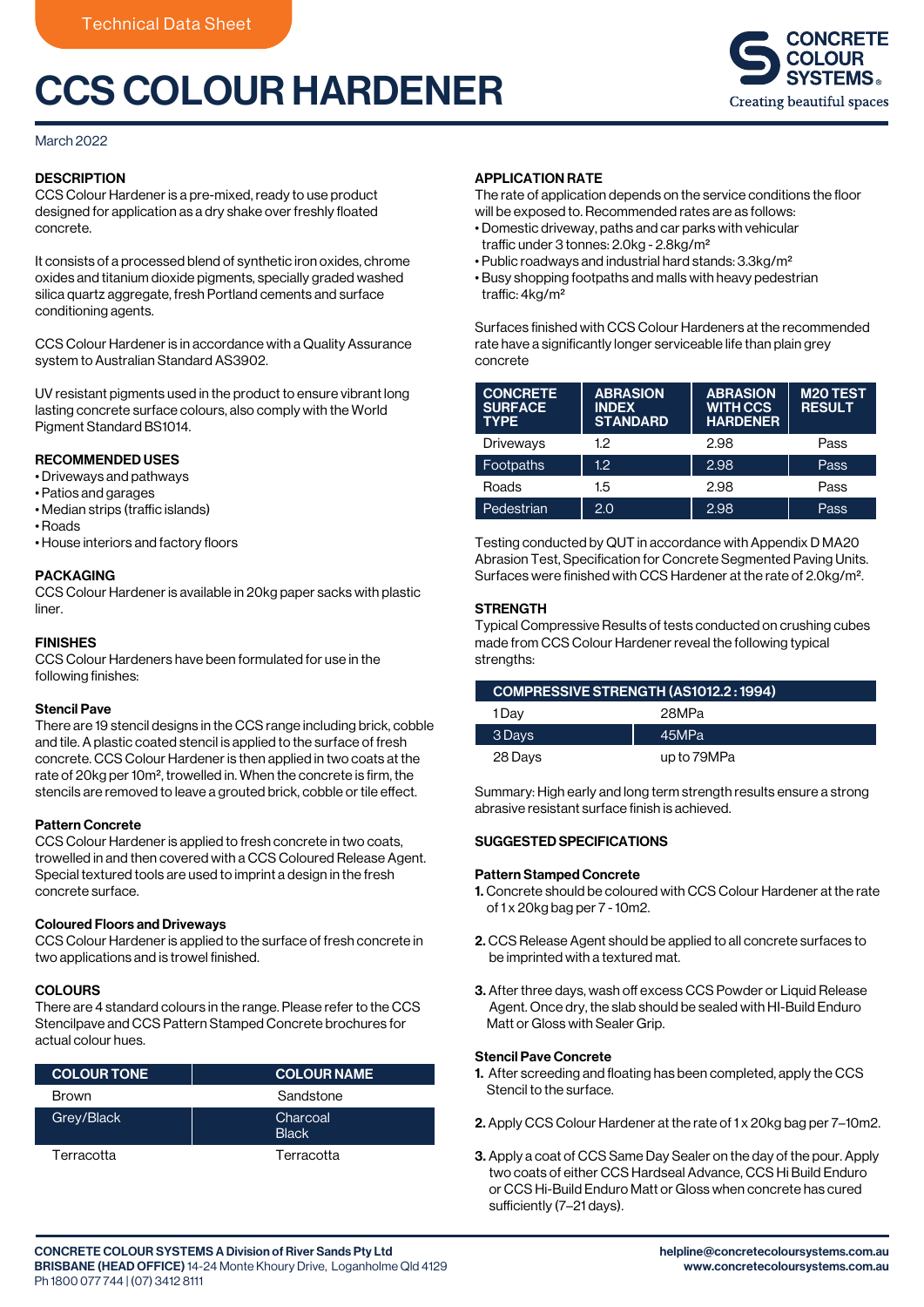Technical Data Sheet

# CCS COLOUR HARDENER

CONCRETE COLOUR SYSTEMS®
Creating beautiful spaces

March 2022

## DESCRIPTION

CCS Colour Hardener is a pre-mixed, ready to use product designed for application as a dry shake over freshly floated concrete.

It consists of a processed blend of synthetic iron oxides, chrome oxides and titanium dioxide pigments, specially graded washed silica quartz aggregate, fresh Portland cements and surface conditioning agents.

CCS Colour Hardener is in accordance with a Quality Assurance system to Australian Standard AS3902.

UV resistant pigments used in the product to ensure vibrant long lasting concrete surface colours, also comply with the World Pigment Standard BS1014.

## RECOMMENDED USES

- Driveways and pathways
- Patios and garages
- Median strips (traffic islands)
- Roads
- House interiors and factory floors

## PACKAGING

CCS Colour Hardener is available in 20kg paper sacks with plastic liner.

## FINISHES

CCS Colour Hardeners have been formulated for use in the following finishes:

### Stencil Pave

There are 19 stencil designs in the CCS range including brick, cobble and tile. A plastic coated stencil is applied to the surface of fresh concrete. CCS Colour Hardener is then applied in two coats at the rate of 20kg per 10m², trowelled in. When the concrete is firm, the stencils are removed to leave a grouted brick, cobble or tile effect.

### Pattern Concrete

CCS Colour Hardener is applied to fresh concrete in two coats, trowelled in and then covered with a CCS Coloured Release Agent. Special textured tools are used to imprint a design in the fresh concrete surface.

### Coloured Floors and Driveways

CCS Colour Hardener is applied to the surface of fresh concrete in two applications and is trowel finished.

## COLOURS

There are 4 standard colours in the range. Please refer to the CCS Stencilpave and CCS Pattern Stamped Concrete brochures for actual colour hues.

| COLOUR TONE | COLOUR NAME |
|---|---|
| Brown | Sandstone |
| Grey/Black | Charcoal Black |
| Terracotta | Terracotta |

## APPLICATION RATE

The rate of application depends on the service conditions the floor will be exposed to. Recommended rates are as follows:

- Domestic driveway, paths and car parks with vehicular traffic under 3 tonnes: 2.0kg - 2.8kg/m²
- Public roadways and industrial hard stands: 3.3kg/m²
- Busy shopping footpaths and malls with heavy pedestrian traffic: 4kg/m²

Surfaces finished with CCS Colour Hardeners at the recommended rate have a significantly longer serviceable life than plain grey concrete

| CONCRETE SURFACE TYPE | ABRASION INDEX STANDARD | ABRASION WITH CCS HARDENER | M20 TEST RESULT |
|---|---|---|---|
| Driveways | 1.2 | 2.98 | Pass |
| Footpaths | 1.2 | 2.98 | Pass |
| Roads | 1.5 | 2.98 | Pass |
| Pedestrian | 2.0 | 2.98 | Pass |

Testing conducted by QUT in accordance with Appendix D MA20 Abrasion Test, Specification for Concrete Segmented Paving Units. Surfaces were finished with CCS Hardener at the rate of 2.0kg/m².

## STRENGTH

Typical Compressive Results of tests conducted on crushing cubes made from CCS Colour Hardener reveal the following typical strengths:

| COMPRESSIVE STRENGTH (AS1012.2 : 1994) | |
|---|---|
| 1 Day | 28MPa |
| 3 Days | 45MPa |
| 28 Days | up to 79MPa |

Summary: High early and long term strength results ensure a strong abrasive resistant surface finish is achieved.

## SUGGESTED SPECIFICATIONS

### Pattern Stamped Concrete

1. Concrete should be coloured with CCS Colour Hardener at the rate of 1 x 20kg bag per 7 - 10m2.
2. CCS Release Agent should be applied to all concrete surfaces to be imprinted with a textured mat.
3. After three days, wash off excess CCS Powder or Liquid Release Agent. Once dry, the slab should be sealed with HI-Build Enduro Matt or Gloss with Sealer Grip.

### Stencil Pave Concrete

1. After screeding and floating has been completed, apply the CCS Stencil to the surface.
2. Apply CCS Colour Hardener at the rate of 1 x 20kg bag per 7–10m2.
3. Apply a coat of CCS Same Day Sealer on the day of the pour. Apply two coats of either CCS Hardseal Advance, CCS Hi Build Enduro or CCS Hi-Build Enduro Matt or Gloss when concrete has cured sufficiently (7–21 days).

**CONCRETE COLOUR SYSTEMS A Division of River Sands Pty Ltd**
**BRISBANE (HEAD OFFICE)** 14-24 Monte Khoury Drive, Loganholme Qld 4129
Ph 1800 077 744 | (07) 3412 8111

**helpline@concretecoloursystems.com.au**
**www.concretecoloursystems.com.au**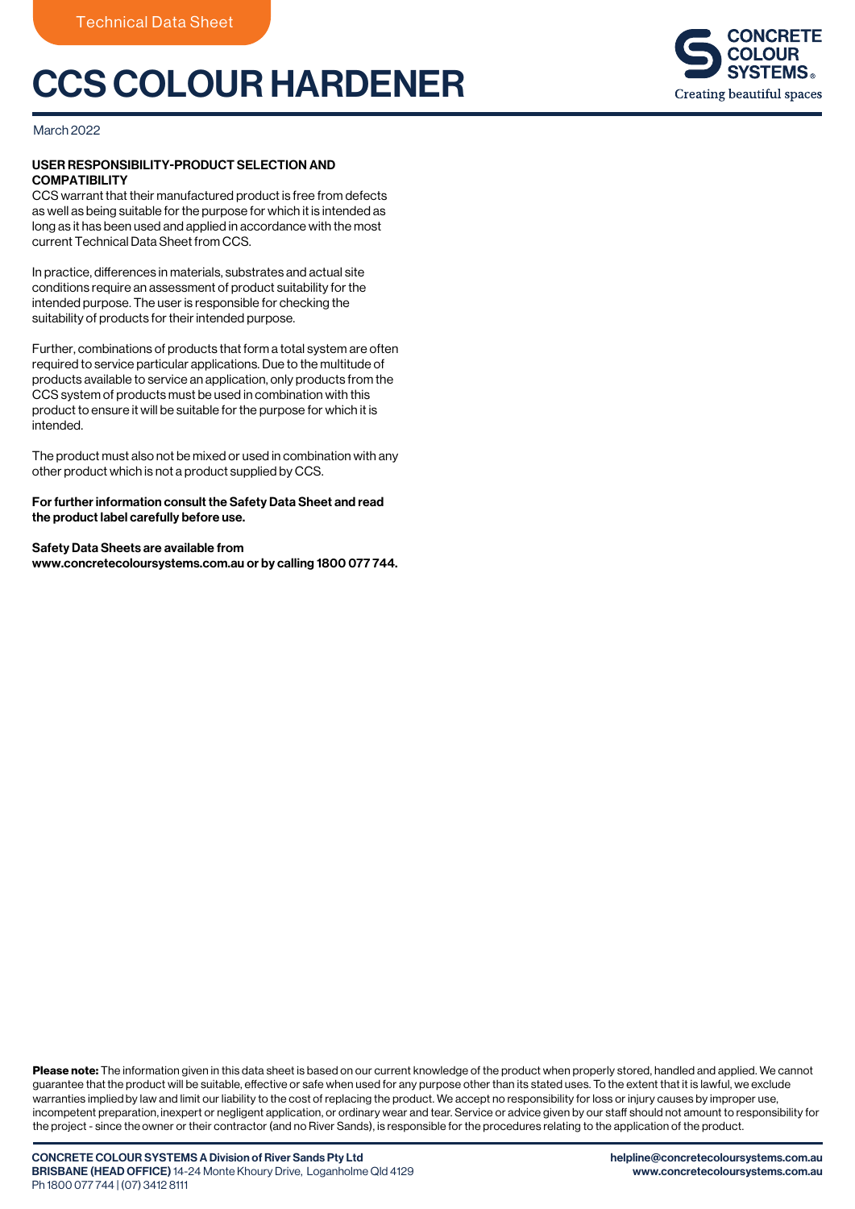# CCS COLOUR HARDENER

March 2022

**USER RESPONSIBILITY-PRODUCT SELECTION AND COMPATIBILITY**

CCS warrant that their manufactured product is free from defects as well as being suitable for the purpose for which it is intended as long as it has been used and applied in accordance with the most current Technical Data Sheet from CCS.

In practice, differences in materials, substrates and actual site conditions require an assessment of product suitability for the intended purpose. The user is responsible for checking the suitability of products for their intended purpose.

Further, combinations of products that form a total system are often required to service particular applications. Due to the multitude of products available to service an application, only products from the CCS system of products must be used in combination with this product to ensure it will be suitable for the purpose for which it is intended.

The product must also not be mixed or used in combination with any other product which is not a product supplied by CCS.

**For further information consult the Safety Data Sheet and read the product label carefully before use.**

**Safety Data Sheets are available from www.concretecoloursystems.com.au or by calling 1800 077 744.**

**Please note:** The information given in this data sheet is based on our current knowledge of the product when properly stored, handled and applied. We cannot guarantee that the product will be suitable, effective or safe when used for any purpose other than its stated uses. To the extent that it is lawful, we exclude warranties implied by law and limit our liability to the cost of replacing the product. We accept no responsibility for loss or injury causes by improper use, incompetent preparation, inexpert or negligent application, or ordinary wear and tear. Service or advice given by our staff should not amount to responsibility for the project - since the owner or their contractor (and no River Sands), is responsible for the procedures relating to the application of the product.